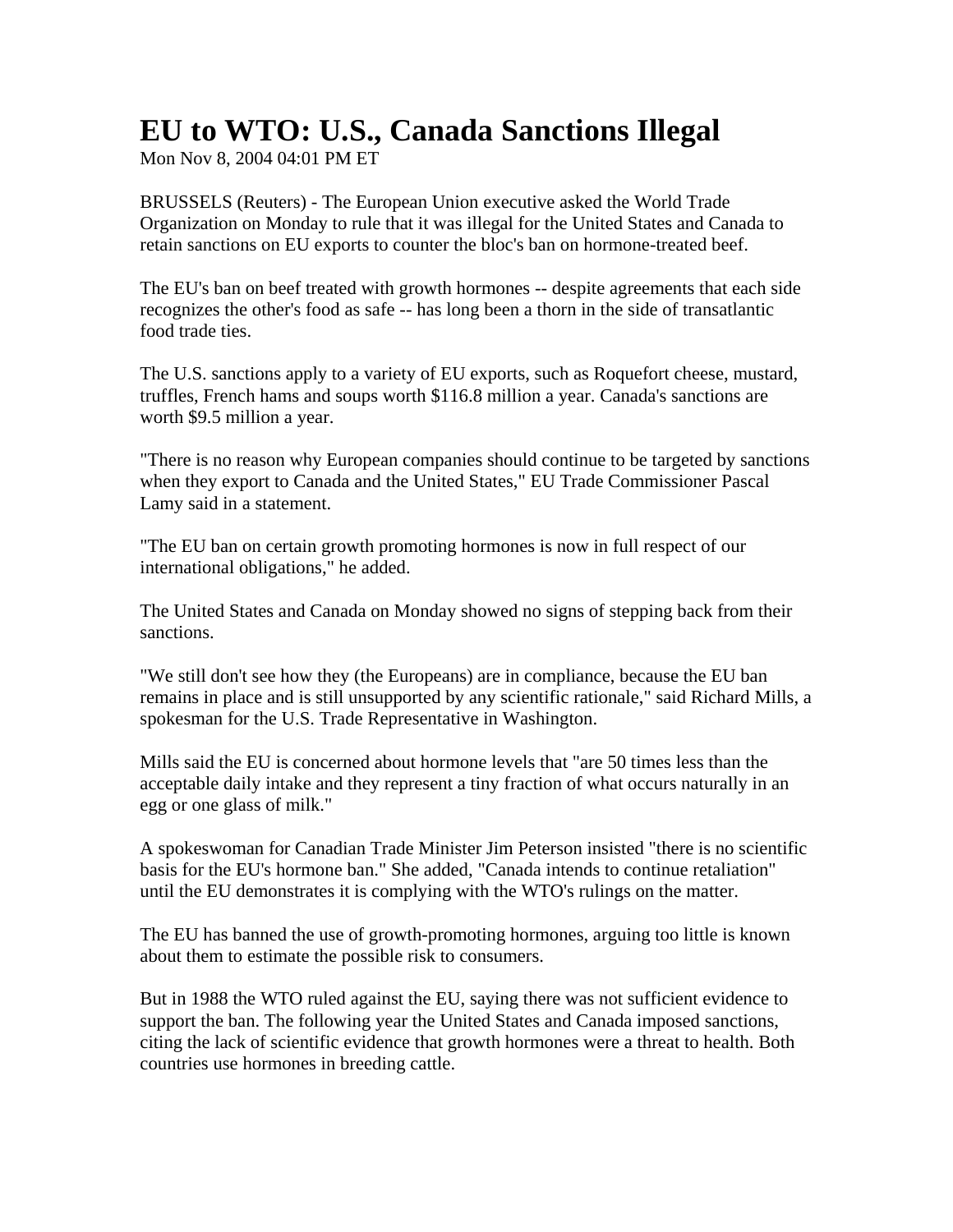# EU to WTO: U.S., Canada Sanctions Illegal

Mon Nov 8, 2004 04:01 PM ET

BRUSSELS (Reuters) - The European Union executive asked the World Trade Organization on Monday to rule that it was illegal for the United States and Canada to retain sanctions on EU exports to counter the bloc's ban on hormone-treated beef.

The EU's ban on beef treated with growth hormones -- despite agreements that each side recognizes the other's food as safe -- has long been a thorn in the side of transatlantic food trade ties.

The U.S. sanctions apply to a variety of EU exports, such as Roquefort cheese, mustard, truffles, French hams and soups worth $116.8 million a year. Canada's sanctions are worth $9.5 million a year.

"There is no reason why European companies should continue to be targeted by sanctions when they export to Canada and the United States," EU Trade Commissioner Pascal Lamy said in a statement.

"The EU ban on certain growth promoting hormones is now in full respect of our international obligations," he added.

The United States and Canada on Monday showed no signs of stepping back from their sanctions.

"We still don't see how they (the Europeans) are in compliance, because the EU ban remains in place and is still unsupported by any scientific rationale," said Richard Mills, a spokesman for the U.S. Trade Representative in Washington.

Mills said the EU is concerned about hormone levels that "are 50 times less than the acceptable daily intake and they represent a tiny fraction of what occurs naturally in an egg or one glass of milk."

A spokeswoman for Canadian Trade Minister Jim Peterson insisted "there is no scientific basis for the EU's hormone ban." She added, "Canada intends to continue retaliation" until the EU demonstrates it is complying with the WTO's rulings on the matter.

The EU has banned the use of growth-promoting hormones, arguing too little is known about them to estimate the possible risk to consumers.

But in 1988 the WTO ruled against the EU, saying there was not sufficient evidence to support the ban. The following year the United States and Canada imposed sanctions, citing the lack of scientific evidence that growth hormones were a threat to health. Both countries use hormones in breeding cattle.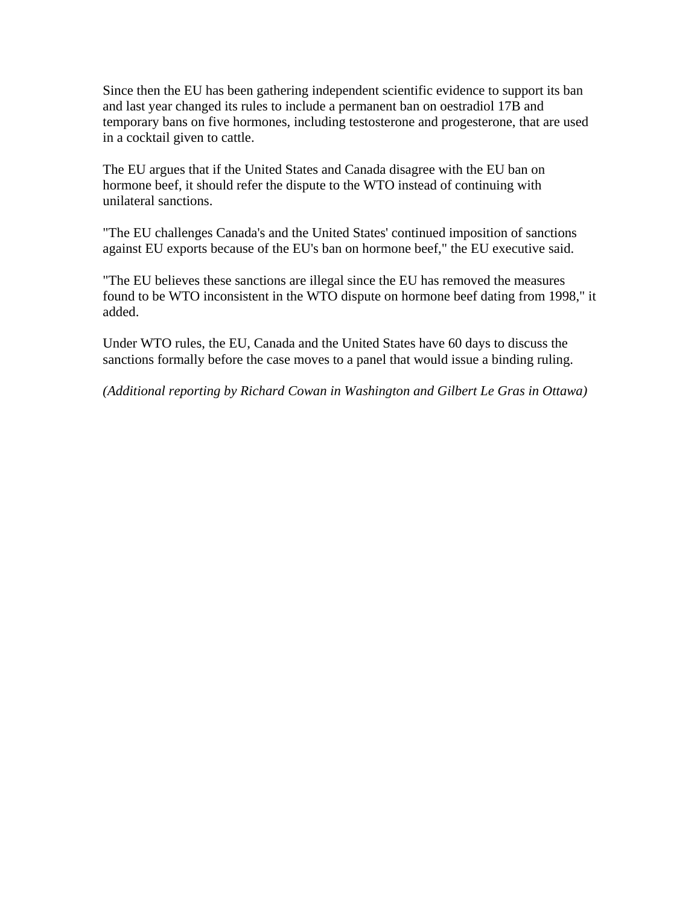Since then the EU has been gathering independent scientific evidence to support its ban and last year changed its rules to include a permanent ban on oestradiol 17B and temporary bans on five hormones, including testosterone and progesterone, that are used in a cocktail given to cattle.

The EU argues that if the United States and Canada disagree with the EU ban on hormone beef, it should refer the dispute to the WTO instead of continuing with unilateral sanctions.

"The EU challenges Canada's and the United States' continued imposition of sanctions against EU exports because of the EU's ban on hormone beef," the EU executive said.

"The EU believes these sanctions are illegal since the EU has removed the measures found to be WTO inconsistent in the WTO dispute on hormone beef dating from 1998," it added.

Under WTO rules, the EU, Canada and the United States have 60 days to discuss the sanctions formally before the case moves to a panel that would issue a binding ruling.

*(Additional reporting by Richard Cowan in Washington and Gilbert Le Gras in Ottawa)*